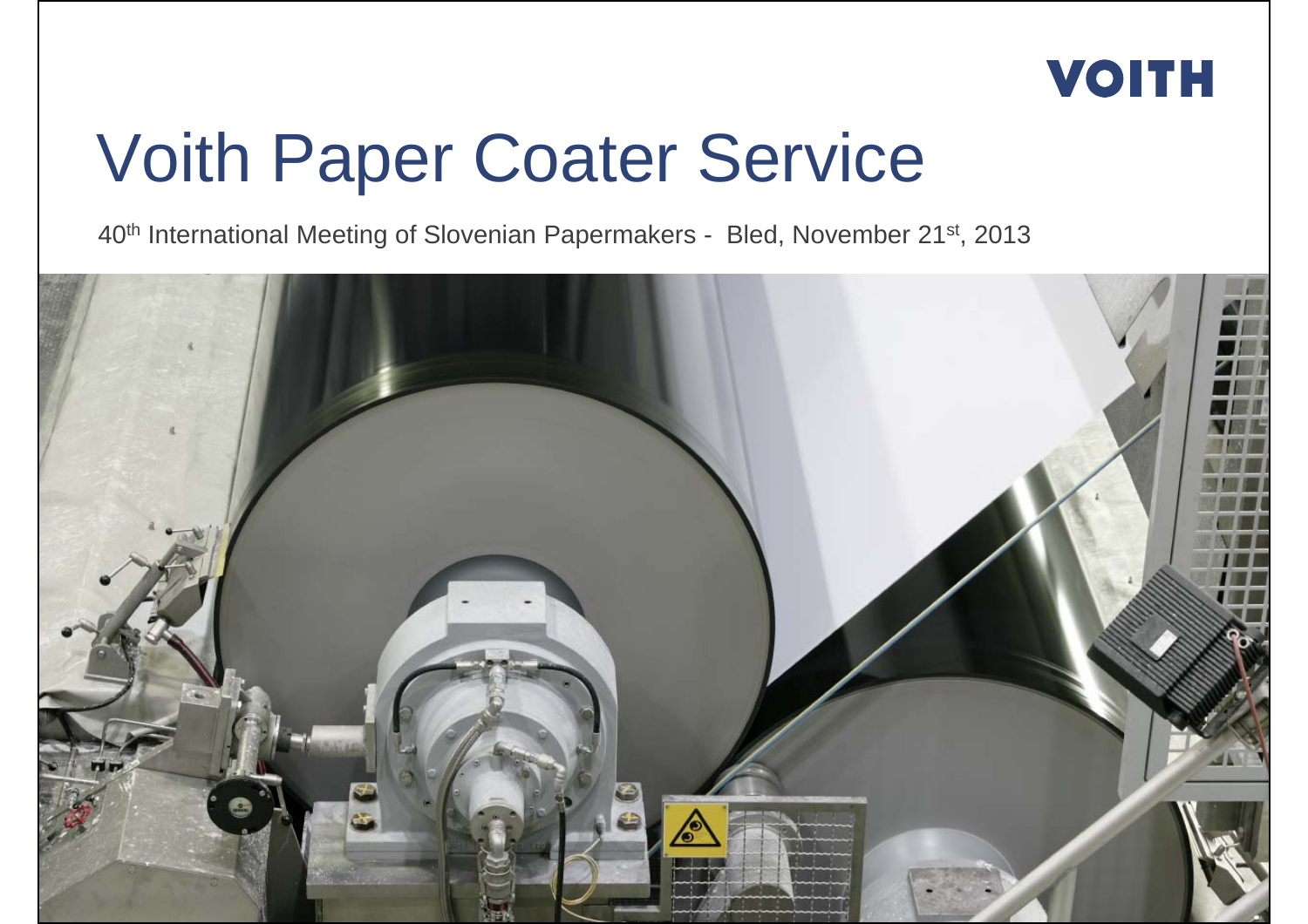VOITH

# Voith Paper Coater Service

40th International Meeting of Slovenian Papermakers - Bled, November 21st, 2013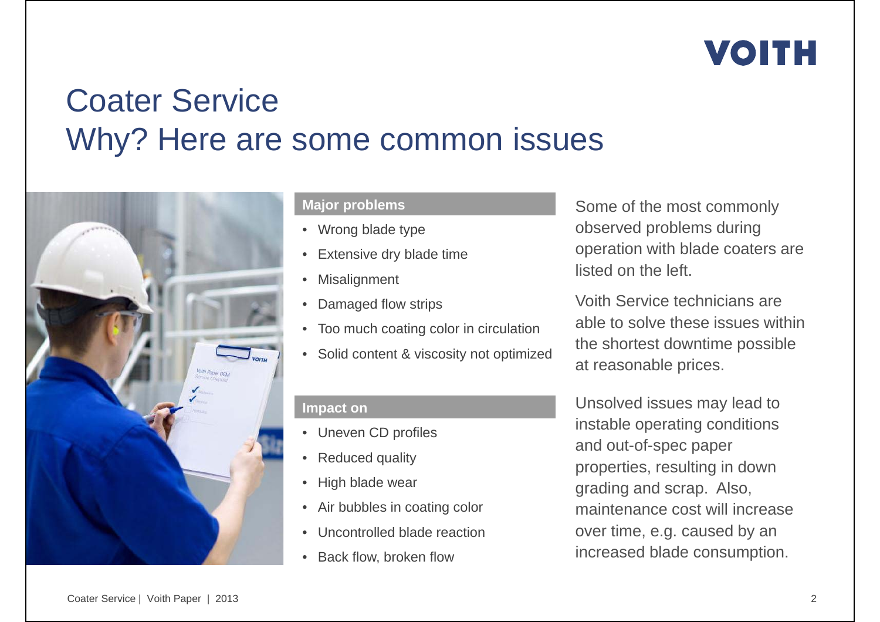# Coater Service
## Why? Here are some common issues

**Major problems**

- Wrong blade type
- Extensive dry blade time
- Misalignment
- Damaged flow strips
- Too much coating color in circulation
- Solid content & viscosity not optimized

**Impact on**

- Uneven CD profiles
- Reduced quality
- High blade wear
- Air bubbles in coating color
- Uncontrolled blade reaction
- Back flow, broken flow

Some of the most commonly observed problems during operation with blade coaters are listed on the left.

Voith Service technicians are able to solve these issues within the shortest downtime possible at reasonable prices.

Unsolved issues may lead to instable operating conditions and out-of-spec paper properties, resulting in down grading and scrap. Also, maintenance cost will increase over time, e.g. caused by an increased blade consumption.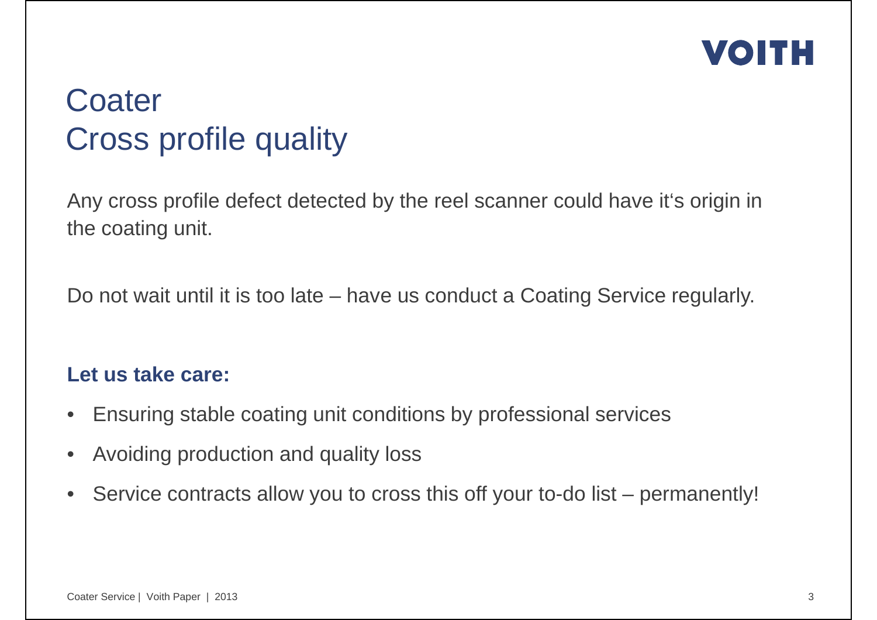# Coater
# Cross profile quality

Any cross profile defect detected by the reel scanner could have it's origin in the coating unit.

Do not wait until it is too late – have us conduct a Coating Service regularly.

**Let us take care:**

- Ensuring stable coating unit conditions by professional services
- Avoiding production and quality loss
- Service contracts allow you to cross this off your to-do list – permanently!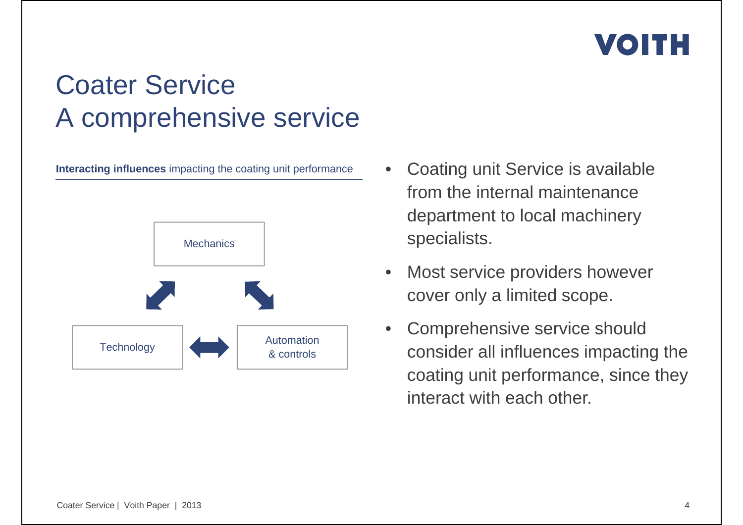# Coater Service
# A comprehensive service

**Interacting influences** impacting the coating unit performance

Mechanics

Technology

Automation & controls

- Coating unit Service is available from the internal maintenance department to local machinery specialists.
- Most service providers however cover only a limited scope.
- Comprehensive service should consider all influences impacting the coating unit performance, since they interact with each other.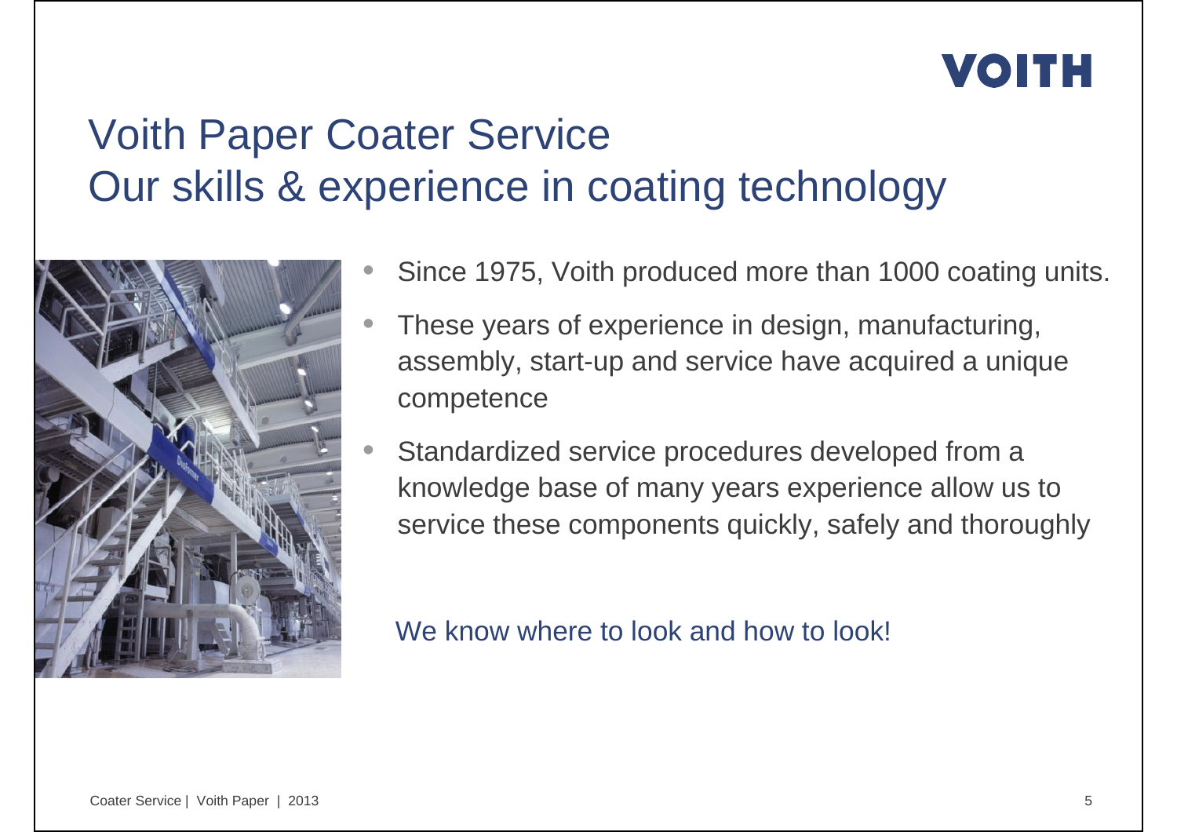# Voith Paper Coater Service
## Our skills & experience in coating technology

- Since 1975, Voith produced more than 1000 coating units.
- These years of experience in design, manufacturing, assembly, start-up and service have acquired a unique competence
- Standardized service procedures developed from a knowledge base of many years experience allow us to service these components quickly, safely and thoroughly

We know where to look and how to look!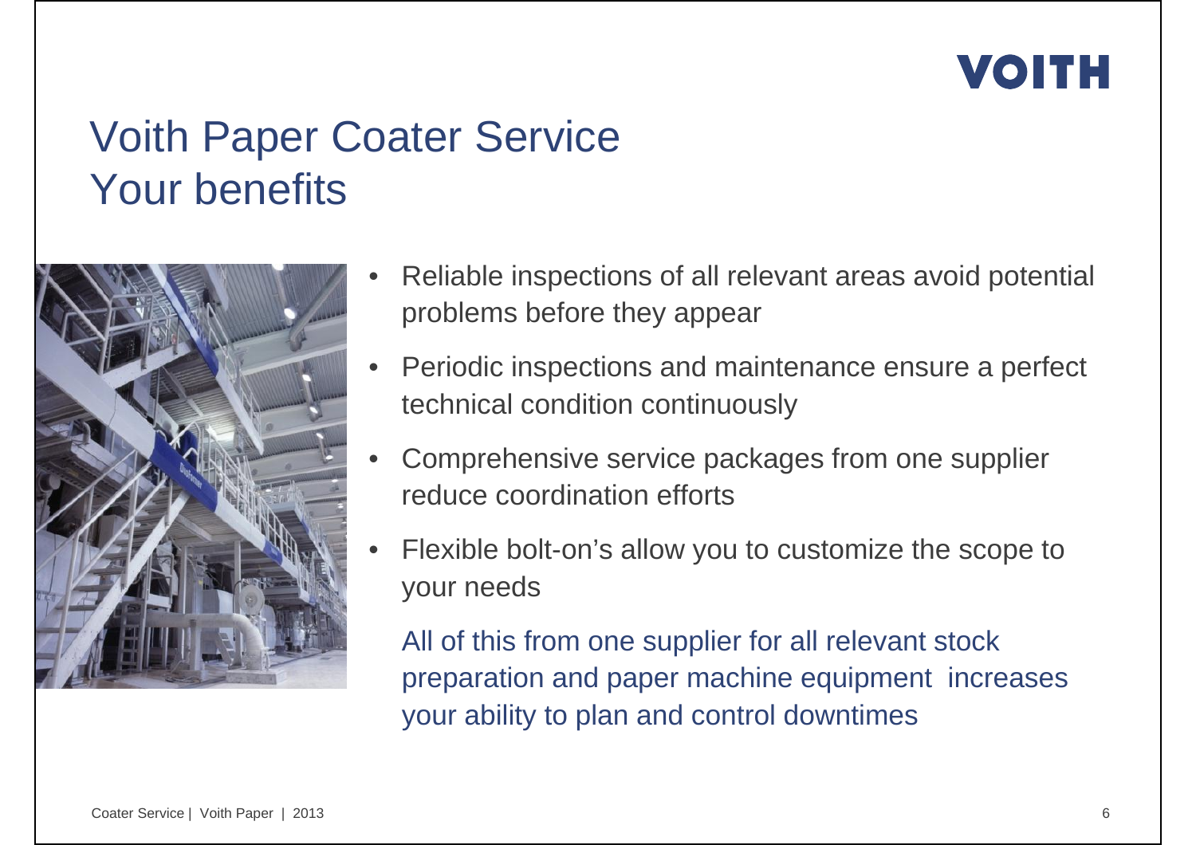# Voith Paper Coater Service
# Your benefits

- Reliable inspections of all relevant areas avoid potential problems before they appear
- Periodic inspections and maintenance ensure a perfect technical condition continuously
- Comprehensive service packages from one supplier reduce coordination efforts
- Flexible bolt-on's allow you to customize the scope to your needs

All of this from one supplier for all relevant stock preparation and paper machine equipment increases your ability to plan and control downtimes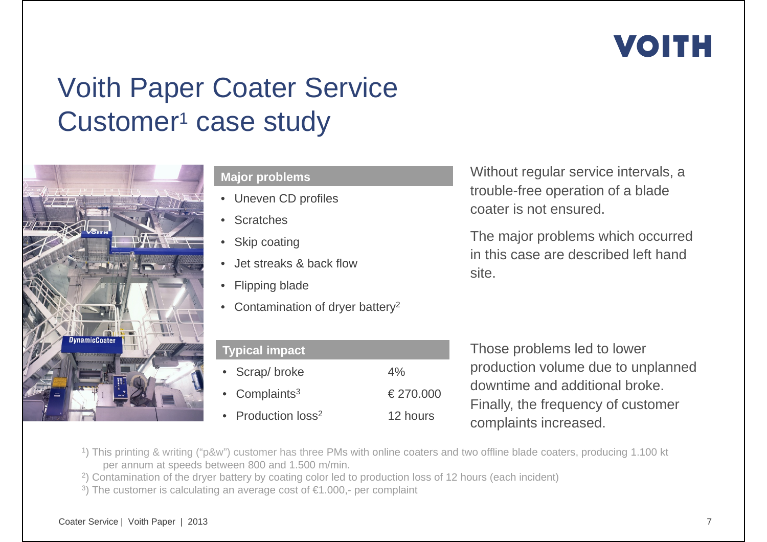VOITH

# Voith Paper Coater Service Customer[1] case study

**Major problems**

- Uneven CD profiles
- Scratches
- Skip coating
- Jet streaks & back flow
- Flipping blade
- Contamination of dryer battery[2]

Without regular service intervals, a trouble-free operation of a blade coater is not ensured.

The major problems which occurred in this case are described left hand site.

| Typical impact | |
|---|---|
| Scrap/ broke | 4% |
| Complaints[3] | € 270.000 |
| Production loss[2] | 12 hours |

Those problems led to lower production volume due to unplanned downtime and additional broke. Finally, the frequency of customer complaints increased.

[1]) This printing & writing ("p&w") customer has three PMs with online coaters and two offline blade coaters, producing 1.100 kt per annum at speeds between 800 and 1.500 m/min.

[2]) Contamination of the dryer battery by coating color led to production loss of 12 hours (each incident)

[3]) The customer is calculating an average cost of €1.000,- per complaint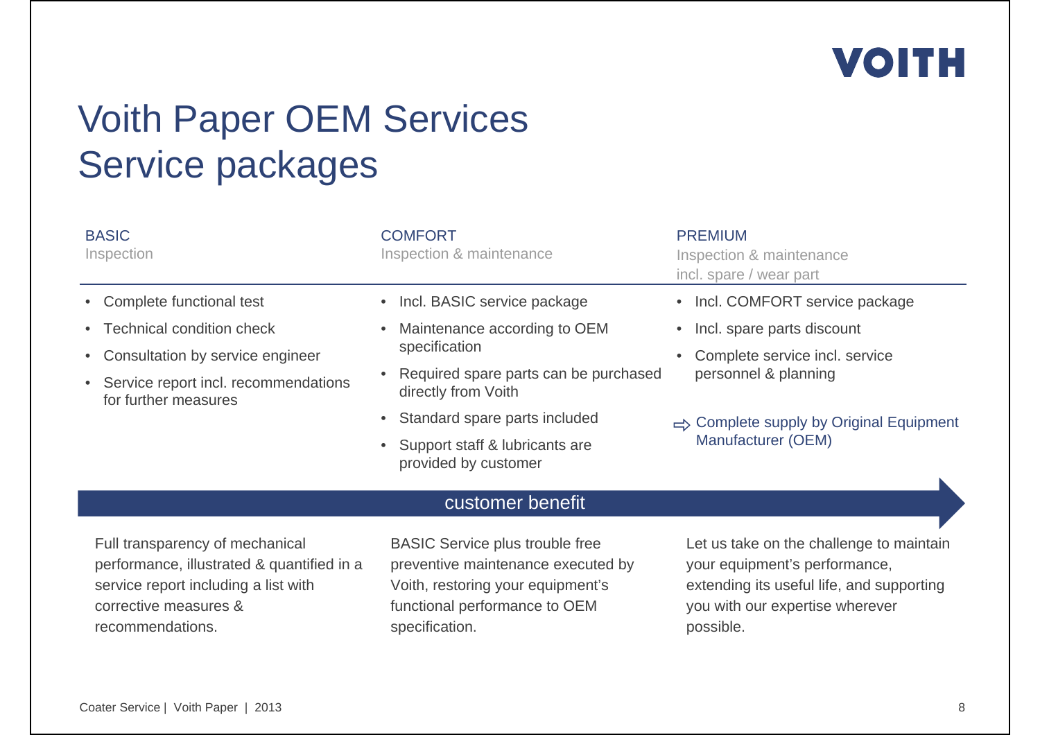# Voith Paper OEM Services
# Service packages

| BASIC<br>Inspection | COMFORT<br>Inspection & maintenance | PREMIUM<br>Inspection & maintenance incl. spare / wear part |
|---|---|---|
| • Complete functional test<br>• Technical condition check<br>• Consultation by service engineer<br>• Service report incl. recommendations for further measures | • Incl. BASIC service package<br>• Maintenance according to OEM specification<br>• Required spare parts can be purchased directly from Voith<br>• Standard spare parts included<br>• Support staff & lubricants are provided by customer | • Incl. COMFORT service package<br>• Incl. spare parts discount<br>• Complete service incl. service personnel & planning<br><br>⇨ Complete supply by Original Equipment Manufacturer (OEM) |

**customer benefit**

| BASIC | COMFORT | PREMIUM |
|---|---|---|
| Full transparency of mechanical performance, illustrated & quantified in a service report including a list with corrective measures & recommendations. | BASIC Service plus trouble free preventive maintenance executed by Voith, restoring your equipment's functional performance to OEM specification. | Let us take on the challenge to maintain your equipment's performance, extending its useful life, and supporting you with our expertise wherever possible. |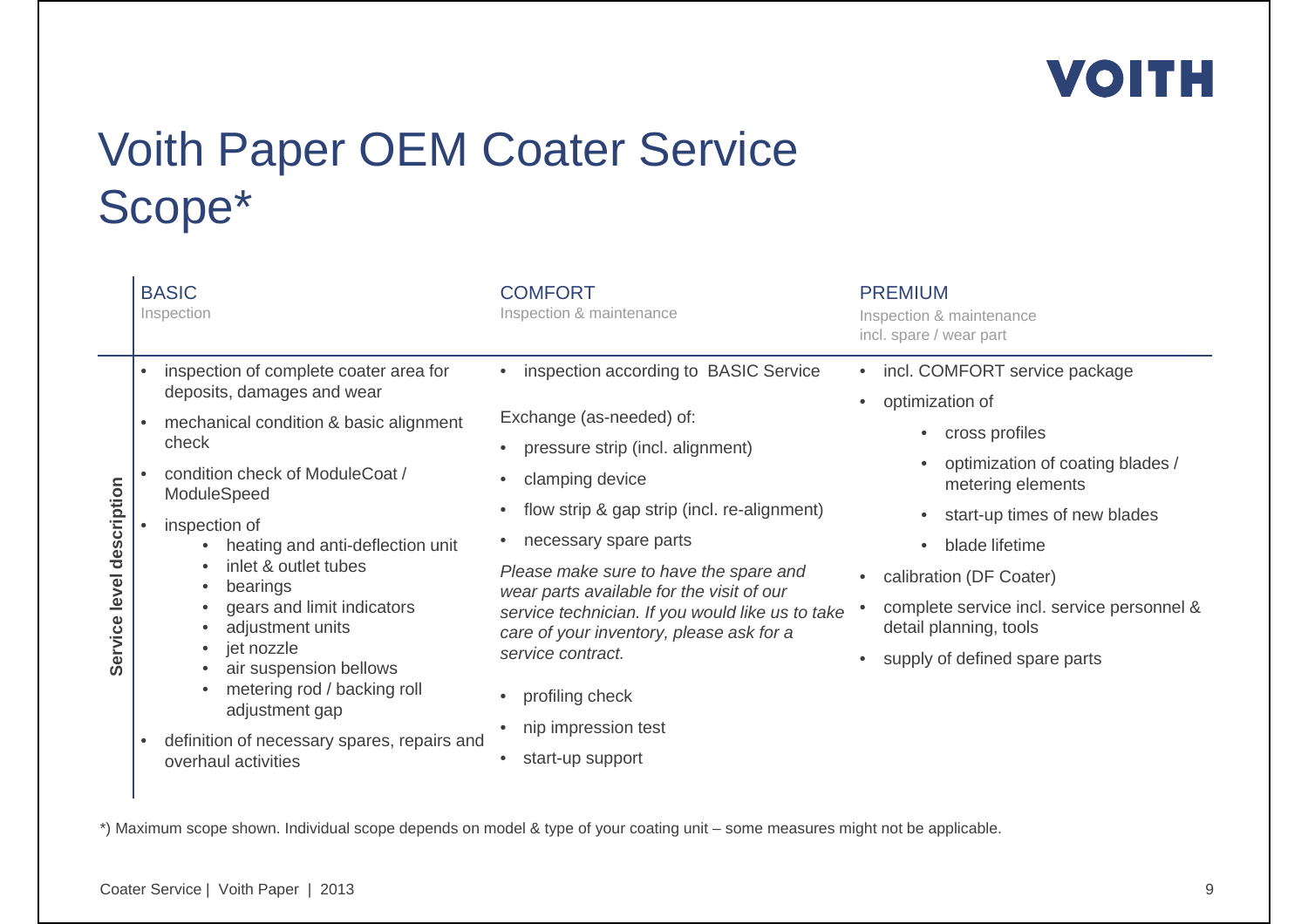# Voith Paper OEM Coater Service Scope*

| Service level description | BASIC<br>Inspection | COMFORT<br>Inspection & maintenance | PREMIUM<br>Inspection & maintenance incl. spare / wear part |
|---|---|---|---|
| | • inspection of complete coater area for deposits, damages and wear<br>• mechanical condition & basic alignment check<br>• condition check of ModuleCoat / ModuleSpeed<br>• inspection of<br>  • heating and anti-deflection unit<br>  • inlet & outlet tubes<br>  • bearings<br>  • gears and limit indicators<br>  • adjustment units<br>  • jet nozzle<br>  • air suspension bellows<br>  • metering rod / backing roll adjustment gap<br>• definition of necessary spares, repairs and overhaul activities | • inspection according to BASIC Service<br><br>Exchange (as-needed) of:<br>• pressure strip (incl. alignment)<br>• clamping device<br>• flow strip & gap strip (incl. re-alignment)<br>• necessary spare parts<br><br>*Please make sure to have the spare and wear parts available for the visit of our service technician. If you would like us to take care of your inventory, please ask for a service contract.*<br><br>• profiling check<br>• nip impression test<br>• start-up support | • incl. COMFORT service package<br>• optimization of<br>  • cross profiles<br>  • optimization of coating blades / metering elements<br>  • start-up times of new blades<br>  • blade lifetime<br>• calibration (DF Coater)<br>• complete service incl. service personnel & detail planning, tools<br>• supply of defined spare parts |

*) Maximum scope shown. Individual scope depends on model & type of your coating unit – some measures might not be applicable.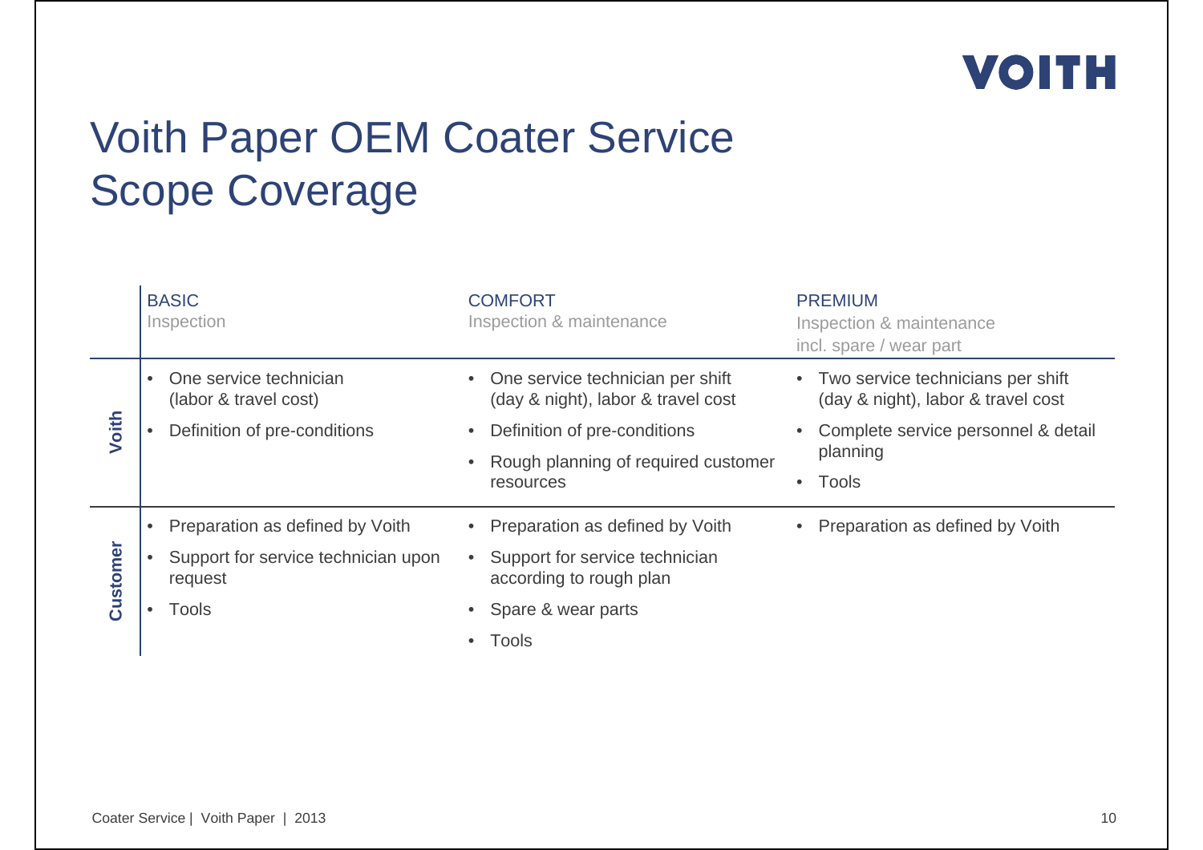# Voith Paper OEM Coater Service Scope Coverage

| | BASIC<br>Inspection | COMFORT<br>Inspection & maintenance | PREMIUM<br>Inspection & maintenance incl. spare / wear part |
|---|---|---|---|
| **Voith** | • One service technician (labor & travel cost)<br>• Definition of pre-conditions | • One service technician per shift (day & night), labor & travel cost<br>• Definition of pre-conditions<br>• Rough planning of required customer resources | • Two service technicians per shift (day & night), labor & travel cost<br>• Complete service personnel & detail planning<br>• Tools |
| **Customer** | • Preparation as defined by Voith<br>• Support for service technician upon request<br>• Tools | • Preparation as defined by Voith<br>• Support for service technician according to rough plan<br>• Spare & wear parts<br>• Tools | • Preparation as defined by Voith |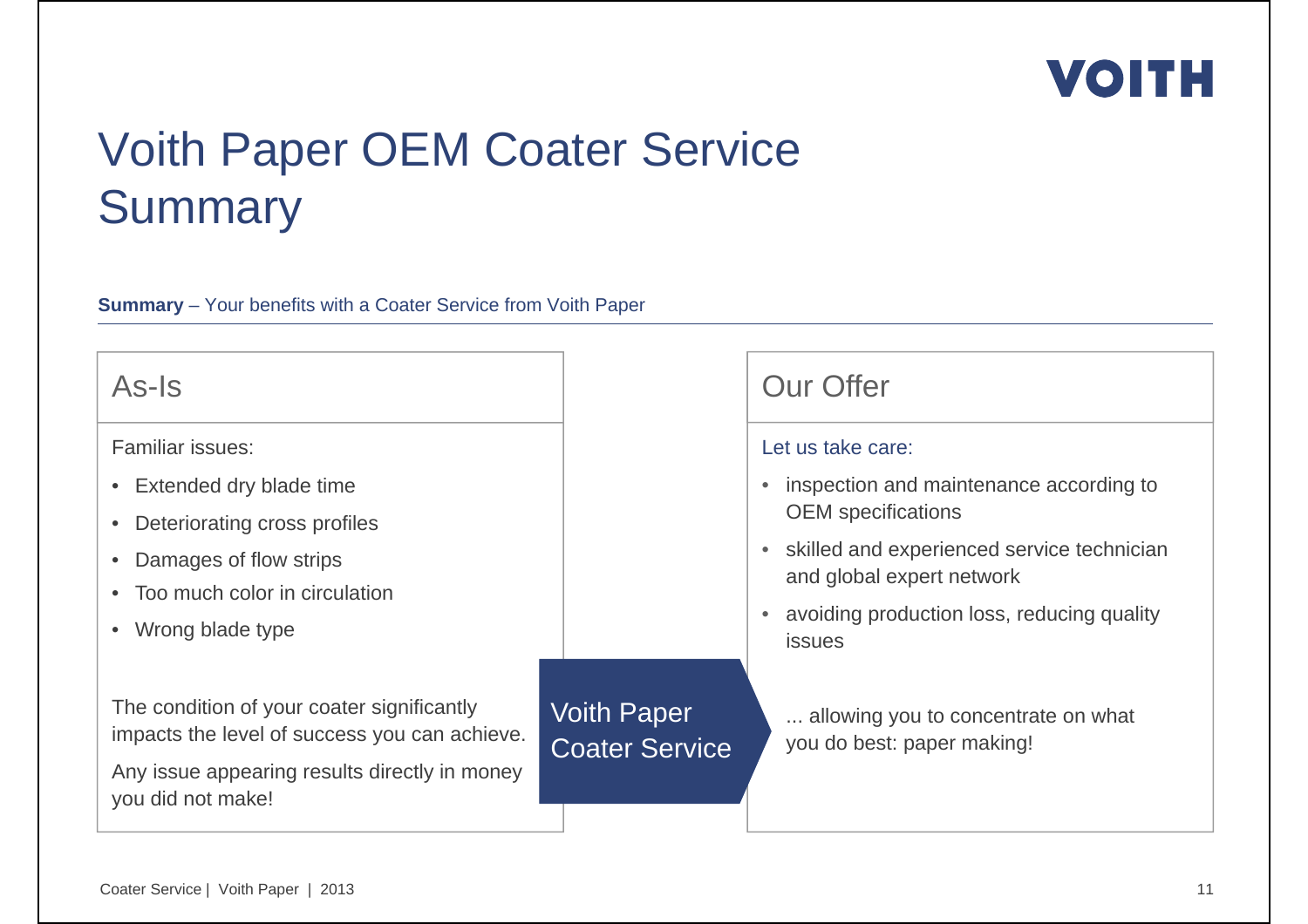# Voith Paper OEM Coater Service Summary

**Summary** – Your benefits with a Coater Service from Voith Paper

## As-Is

Familiar issues:

- Extended dry blade time
- Deteriorating cross profiles
- Damages of flow strips
- Too much color in circulation
- Wrong blade type

The condition of your coater significantly impacts the level of success you can achieve.

Any issue appearing results directly in money you did not make!

**Voith Paper Coater Service**

## Our Offer

Let us take care:

- inspection and maintenance according to OEM specifications
- skilled and experienced service technician and global expert network
- avoiding production loss, reducing quality issues

... allowing you to concentrate on what you do best: paper making!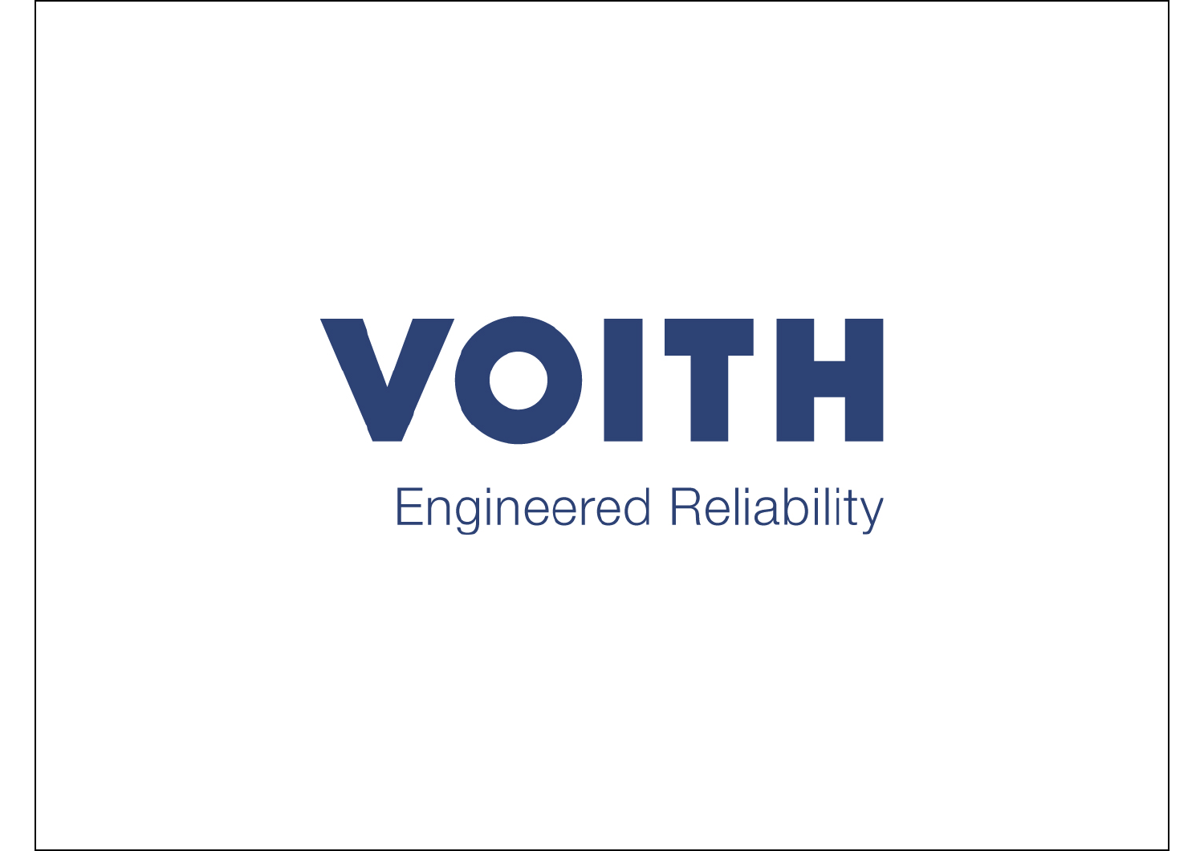VOITH

Engineered Reliability